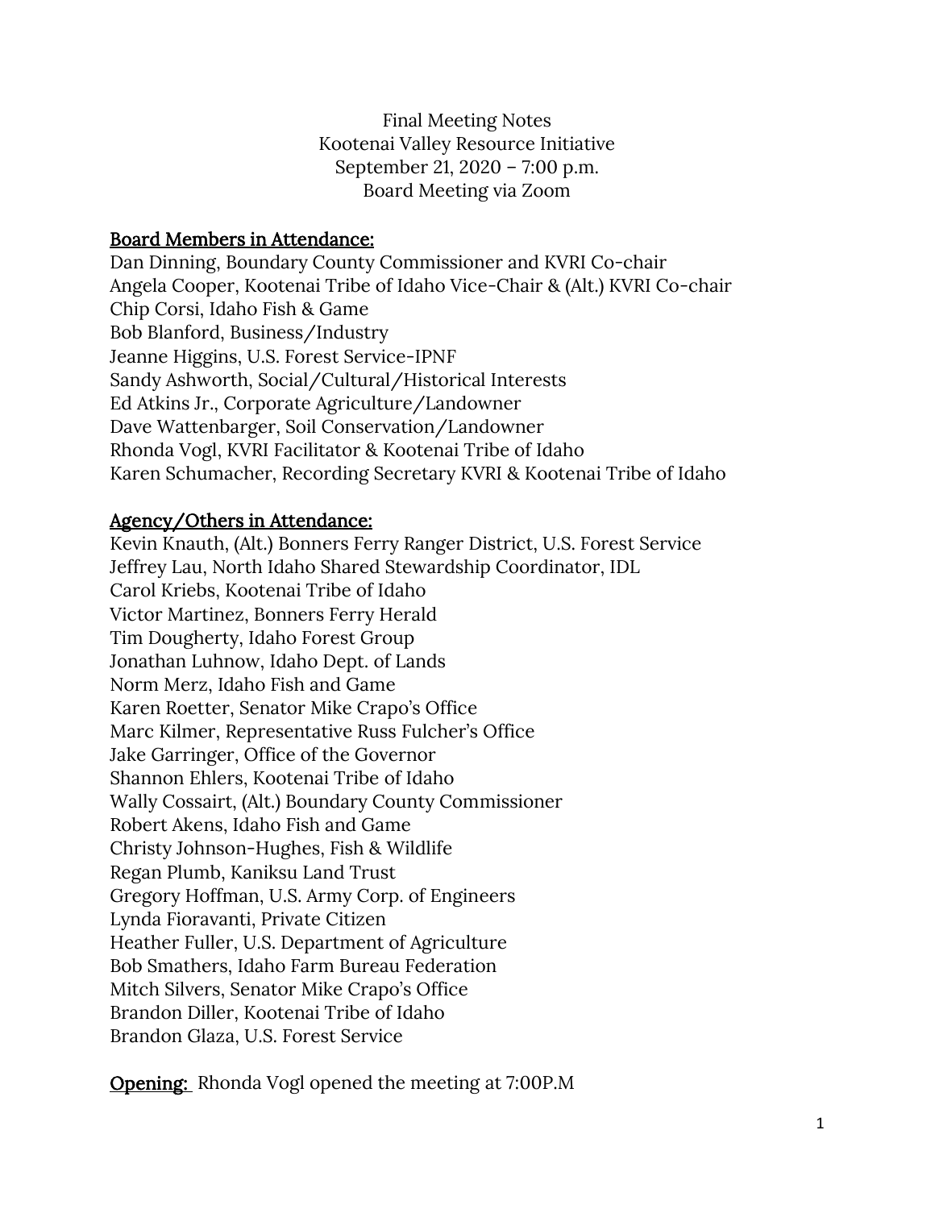Final Meeting Notes
Kootenai Valley Resource Initiative
September 21, 2020 – 7:00 p.m.
Board Meeting via Zoom

**Board Members in Attendance:**

Dan Dinning, Boundary County Commissioner and KVRI Co-chair
Angela Cooper, Kootenai Tribe of Idaho Vice-Chair & (Alt.) KVRI Co-chair
Chip Corsi, Idaho Fish & Game
Bob Blanford, Business/Industry
Jeanne Higgins, U.S. Forest Service-IPNF
Sandy Ashworth, Social/Cultural/Historical Interests
Ed Atkins Jr., Corporate Agriculture/Landowner
Dave Wattenbarger, Soil Conservation/Landowner
Rhonda Vogl, KVRI Facilitator & Kootenai Tribe of Idaho
Karen Schumacher, Recording Secretary KVRI & Kootenai Tribe of Idaho

**Agency/Others in Attendance:**

Kevin Knauth, (Alt.) Bonners Ferry Ranger District, U.S. Forest Service
Jeffrey Lau, North Idaho Shared Stewardship Coordinator, IDL
Carol Kriebs, Kootenai Tribe of Idaho
Victor Martinez, Bonners Ferry Herald
Tim Dougherty, Idaho Forest Group
Jonathan Luhnow, Idaho Dept. of Lands
Norm Merz, Idaho Fish and Game
Karen Roetter, Senator Mike Crapo's Office
Marc Kilmer, Representative Russ Fulcher's Office
Jake Garringer, Office of the Governor
Shannon Ehlers, Kootenai Tribe of Idaho
Wally Cossairt, (Alt.) Boundary County Commissioner
Robert Akens, Idaho Fish and Game
Christy Johnson-Hughes, Fish & Wildlife
Regan Plumb, Kaniksu Land Trust
Gregory Hoffman, U.S. Army Corp. of Engineers
Lynda Fioravanti, Private Citizen
Heather Fuller, U.S. Department of Agriculture
Bob Smathers, Idaho Farm Bureau Federation
Mitch Silvers, Senator Mike Crapo's Office
Brandon Diller, Kootenai Tribe of Idaho
Brandon Glaza, U.S. Forest Service

**Opening:** Rhonda Vogl opened the meeting at 7:00P.M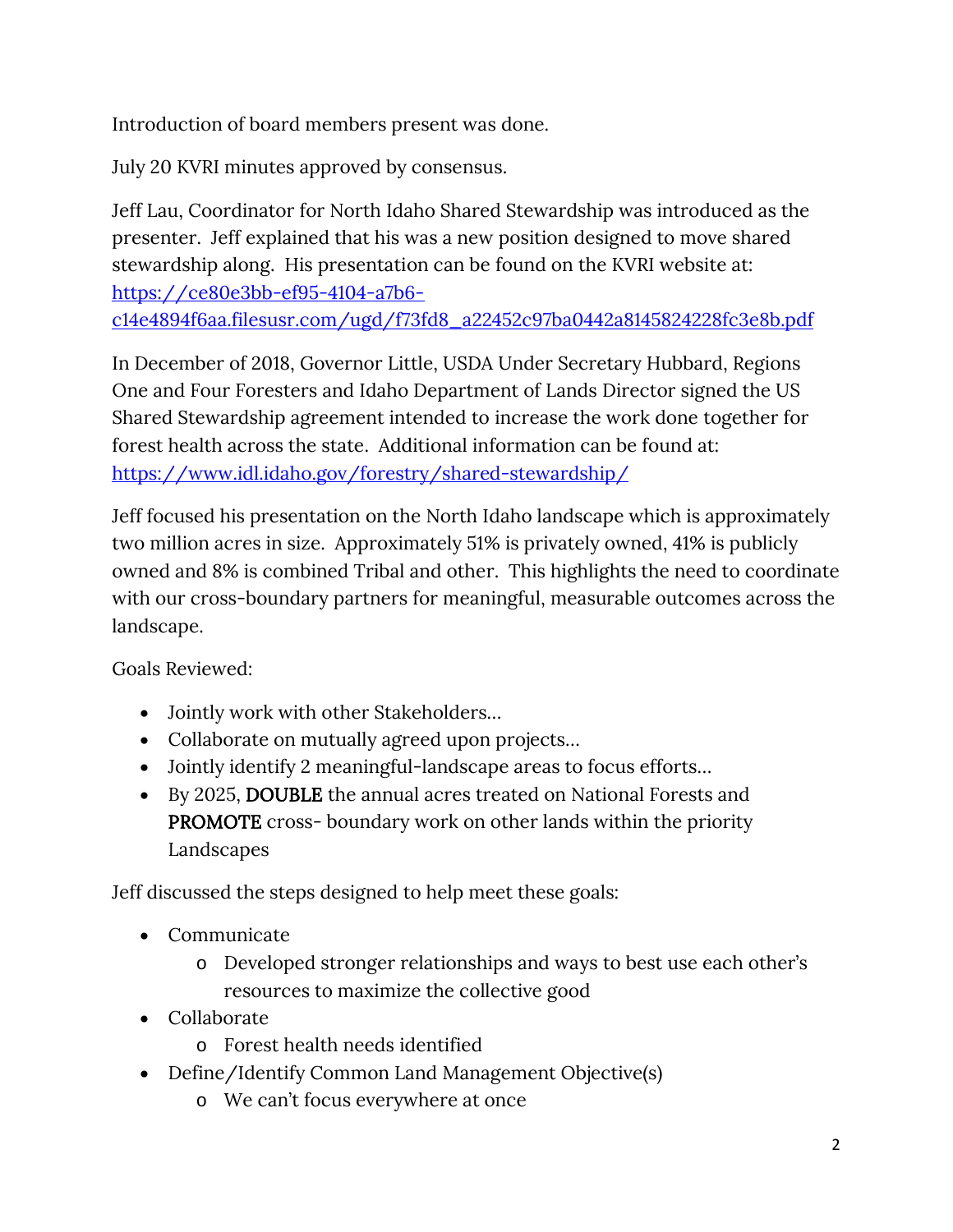Introduction of board members present was done.

July 20 KVRI minutes approved by consensus.

Jeff Lau, Coordinator for North Idaho Shared Stewardship was introduced as the presenter. Jeff explained that his was a new position designed to move shared stewardship along. His presentation can be found on the KVRI website at: [https://ce80e3bb-ef95-4104-a7b6-c14e4894f6aa.filesusr.com/ugd/f73fd8_a22452c97ba0442a8145824228fc3e8b.pdf](https://ce80e3bb-ef95-4104-a7b6-c14e4894f6aa.filesusr.com/ugd/f73fd8_a22452c97ba0442a8145824228fc3e8b.pdf)

In December of 2018, Governor Little, USDA Under Secretary Hubbard, Regions One and Four Foresters and Idaho Department of Lands Director signed the US Shared Stewardship agreement intended to increase the work done together for forest health across the state. Additional information can be found at: [https://www.idl.idaho.gov/forestry/shared-stewardship/](https://www.idl.idaho.gov/forestry/shared-stewardship/)

Jeff focused his presentation on the North Idaho landscape which is approximately two million acres in size. Approximately 51% is privately owned, 41% is publicly owned and 8% is combined Tribal and other. This highlights the need to coordinate with our cross-boundary partners for meaningful, measurable outcomes across the landscape.

Goals Reviewed:

- Jointly work with other Stakeholders…
- Collaborate on mutually agreed upon projects…
- Jointly identify 2 meaningful-landscape areas to focus efforts…
- By 2025, DOUBLE the annual acres treated on National Forests and PROMOTE cross- boundary work on other lands within the priority Landscapes

Jeff discussed the steps designed to help meet these goals:

- Communicate
  - Developed stronger relationships and ways to best use each other's resources to maximize the collective good
- Collaborate
  - Forest health needs identified
- Define/Identify Common Land Management Objective(s)
  - We can't focus everywhere at once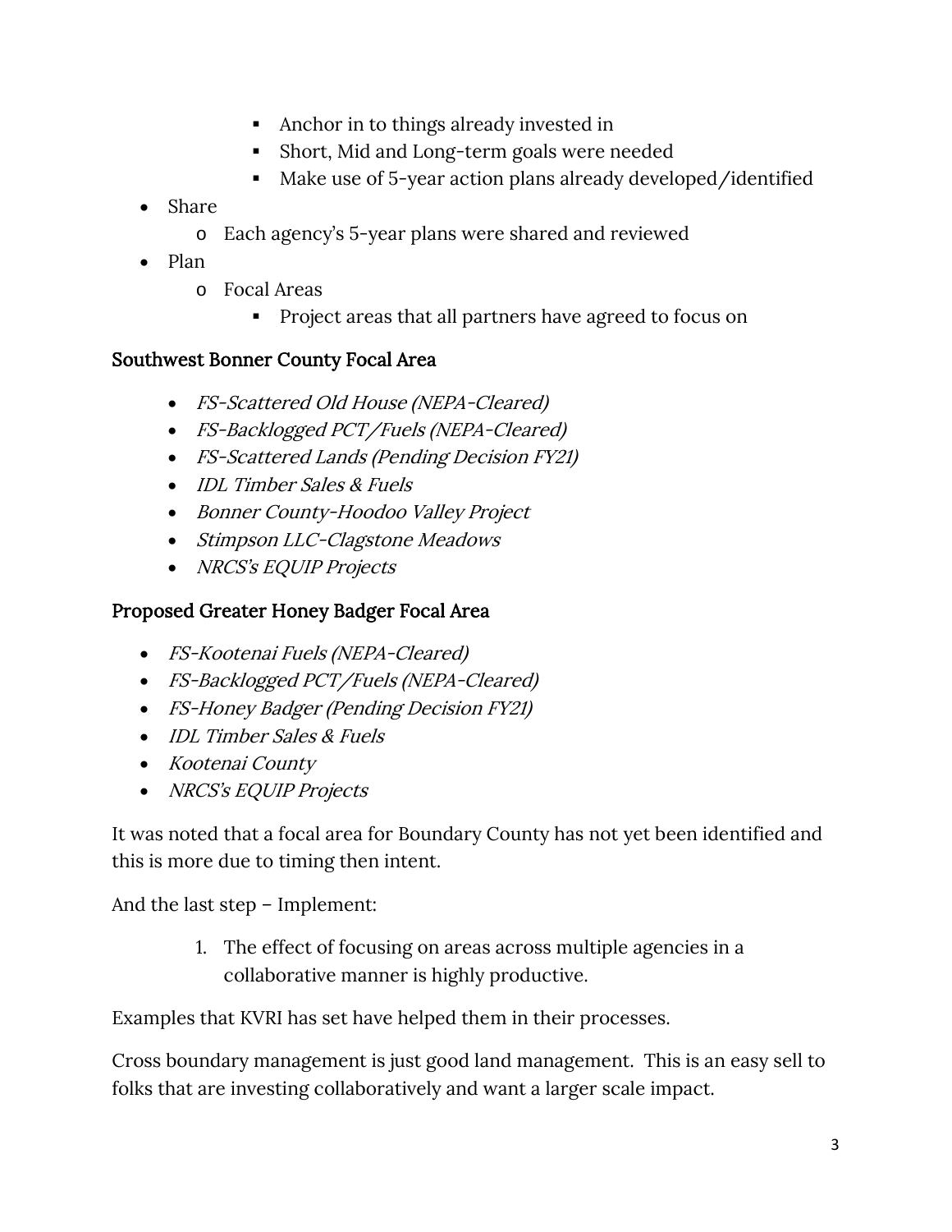- Anchor in to things already invested in
    - Short, Mid and Long-term goals were needed
    - Make use of 5-year action plans already developed/identified
- Share
  - Each agency's 5-year plans were shared and reviewed
- Plan
  - Focal Areas
    - Project areas that all partners have agreed to focus on

### Southwest Bonner County Focal Area

- *FS-Scattered Old House (NEPA-Cleared)*
- *FS-Backlogged PCT/Fuels (NEPA-Cleared)*
- *FS-Scattered Lands (Pending Decision FY21)*
- *IDL Timber Sales & Fuels*
- *Bonner County-Hoodoo Valley Project*
- *Stimpson LLC-Clagstone Meadows*
- *NRCS's EQUIP Projects*

### Proposed Greater Honey Badger Focal Area

- *FS-Kootenai Fuels (NEPA-Cleared)*
- *FS-Backlogged PCT/Fuels (NEPA-Cleared)*
- *FS-Honey Badger (Pending Decision FY21)*
- *IDL Timber Sales & Fuels*
- *Kootenai County*
- *NRCS's EQUIP Projects*

It was noted that a focal area for Boundary County has not yet been identified and this is more due to timing then intent.

And the last step – Implement:

1. The effect of focusing on areas across multiple agencies in a collaborative manner is highly productive.

Examples that KVRI has set have helped them in their processes.

Cross boundary management is just good land management. This is an easy sell to folks that are investing collaboratively and want a larger scale impact.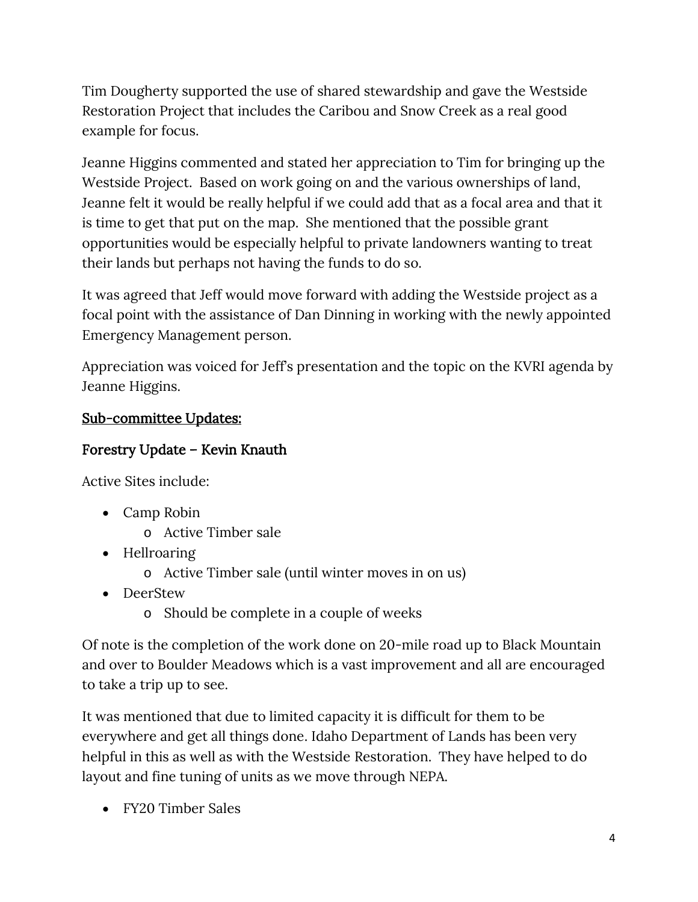Tim Dougherty supported the use of shared stewardship and gave the Westside Restoration Project that includes the Caribou and Snow Creek as a real good example for focus.

Jeanne Higgins commented and stated her appreciation to Tim for bringing up the Westside Project. Based on work going on and the various ownerships of land, Jeanne felt it would be really helpful if we could add that as a focal area and that it is time to get that put on the map. She mentioned that the possible grant opportunities would be especially helpful to private landowners wanting to treat their lands but perhaps not having the funds to do so.

It was agreed that Jeff would move forward with adding the Westside project as a focal point with the assistance of Dan Dinning in working with the newly appointed Emergency Management person.

Appreciation was voiced for Jeff's presentation and the topic on the KVRI agenda by Jeanne Higgins.

## Sub-committee Updates:

### Forestry Update – Kevin Knauth

Active Sites include:

- Camp Robin
  - Active Timber sale
- Hellroaring
  - Active Timber sale (until winter moves in on us)
- DeerStew
  - Should be complete in a couple of weeks

Of note is the completion of the work done on 20-mile road up to Black Mountain and over to Boulder Meadows which is a vast improvement and all are encouraged to take a trip up to see.

It was mentioned that due to limited capacity it is difficult for them to be everywhere and get all things done. Idaho Department of Lands has been very helpful in this as well as with the Westside Restoration. They have helped to do layout and fine tuning of units as we move through NEPA.

- FY20 Timber Sales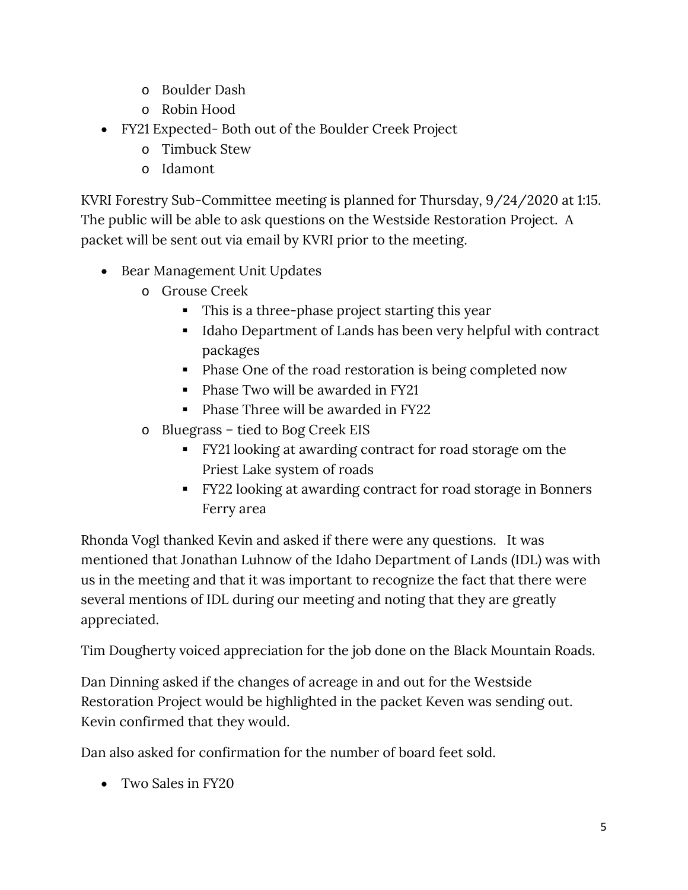- Boulder Dash
    - Robin Hood
- FY21 Expected- Both out of the Boulder Creek Project
    - Timbuck Stew
    - Idamont

KVRI Forestry Sub-Committee meeting is planned for Thursday, 9/24/2020 at 1:15. The public will be able to ask questions on the Westside Restoration Project. A packet will be sent out via email by KVRI prior to the meeting.

- Bear Management Unit Updates
    - Grouse Creek
        - This is a three-phase project starting this year
        - Idaho Department of Lands has been very helpful with contract packages
        - Phase One of the road restoration is being completed now
        - Phase Two will be awarded in FY21
        - Phase Three will be awarded in FY22
    - Bluegrass – tied to Bog Creek EIS
        - FY21 looking at awarding contract for road storage om the Priest Lake system of roads
        - FY22 looking at awarding contract for road storage in Bonners Ferry area

Rhonda Vogl thanked Kevin and asked if there were any questions. It was mentioned that Jonathan Luhnow of the Idaho Department of Lands (IDL) was with us in the meeting and that it was important to recognize the fact that there were several mentions of IDL during our meeting and noting that they are greatly appreciated.

Tim Dougherty voiced appreciation for the job done on the Black Mountain Roads.

Dan Dinning asked if the changes of acreage in and out for the Westside Restoration Project would be highlighted in the packet Keven was sending out. Kevin confirmed that they would.

Dan also asked for confirmation for the number of board feet sold.

- Two Sales in FY20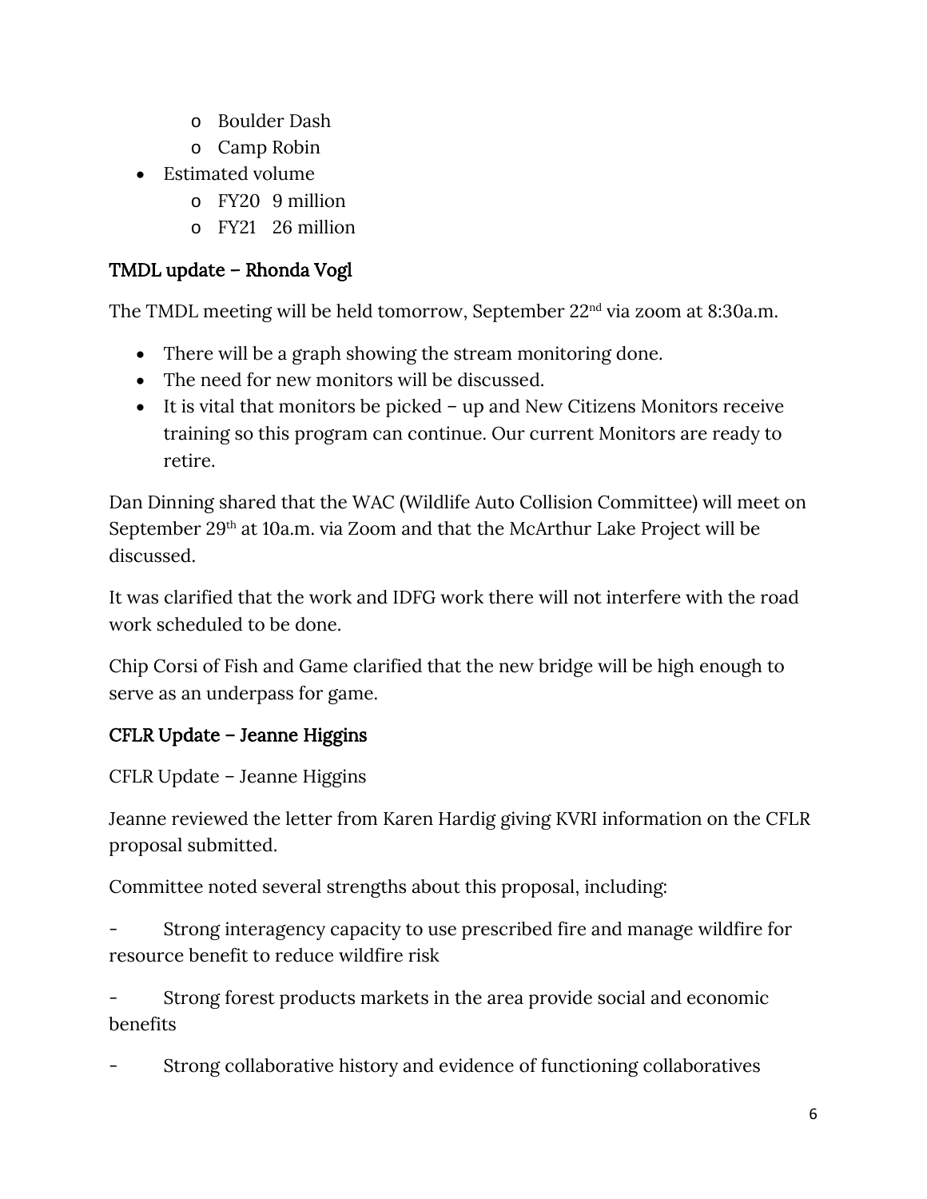- Boulder Dash
  - Camp Robin
- Estimated volume
  - FY20  9 million
  - FY21  26 million

## TMDL update – Rhonda Vogl

The TMDL meeting will be held tomorrow, September 22nd via zoom at 8:30a.m.

- There will be a graph showing the stream monitoring done.
- The need for new monitors will be discussed.
- It is vital that monitors be picked – up and New Citizens Monitors receive training so this program can continue. Our current Monitors are ready to retire.

Dan Dinning shared that the WAC (Wildlife Auto Collision Committee) will meet on September 29th at 10a.m. via Zoom and that the McArthur Lake Project will be discussed.

It was clarified that the work and IDFG work there will not interfere with the road work scheduled to be done.

Chip Corsi of Fish and Game clarified that the new bridge will be high enough to serve as an underpass for game.

## CFLR Update – Jeanne Higgins

CFLR Update – Jeanne Higgins

Jeanne reviewed the letter from Karen Hardig giving KVRI information on the CFLR proposal submitted.

Committee noted several strengths about this proposal, including:

- Strong interagency capacity to use prescribed fire and manage wildfire for resource benefit to reduce wildfire risk

- Strong forest products markets in the area provide social and economic benefits

- Strong collaborative history and evidence of functioning collaboratives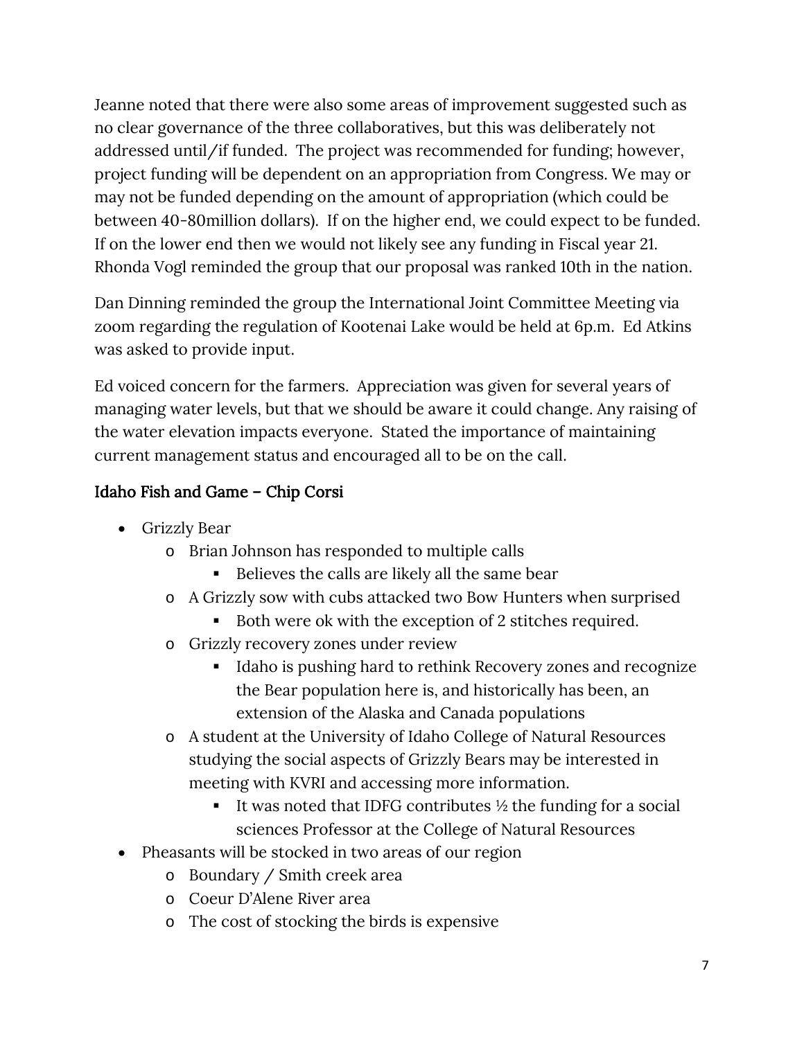Jeanne noted that there were also some areas of improvement suggested such as no clear governance of the three collaboratives, but this was deliberately not addressed until/if funded. The project was recommended for funding; however, project funding will be dependent on an appropriation from Congress. We may or may not be funded depending on the amount of appropriation (which could be between 40-80million dollars). If on the higher end, we could expect to be funded. If on the lower end then we would not likely see any funding in Fiscal year 21. Rhonda Vogl reminded the group that our proposal was ranked 10th in the nation.

Dan Dinning reminded the group the International Joint Committee Meeting via zoom regarding the regulation of Kootenai Lake would be held at 6p.m. Ed Atkins was asked to provide input.

Ed voiced concern for the farmers. Appreciation was given for several years of managing water levels, but that we should be aware it could change. Any raising of the water elevation impacts everyone. Stated the importance of maintaining current management status and encouraged all to be on the call.

### Idaho Fish and Game – Chip Corsi

- Grizzly Bear
    - Brian Johnson has responded to multiple calls
        - Believes the calls are likely all the same bear
    - A Grizzly sow with cubs attacked two Bow Hunters when surprised
        - Both were ok with the exception of 2 stitches required.
    - Grizzly recovery zones under review
        - Idaho is pushing hard to rethink Recovery zones and recognize the Bear population here is, and historically has been, an extension of the Alaska and Canada populations
    - A student at the University of Idaho College of Natural Resources studying the social aspects of Grizzly Bears may be interested in meeting with KVRI and accessing more information.
        - It was noted that IDFG contributes ½ the funding for a social sciences Professor at the College of Natural Resources
- Pheasants will be stocked in two areas of our region
    - Boundary / Smith creek area
    - Coeur D'Alene River area
    - The cost of stocking the birds is expensive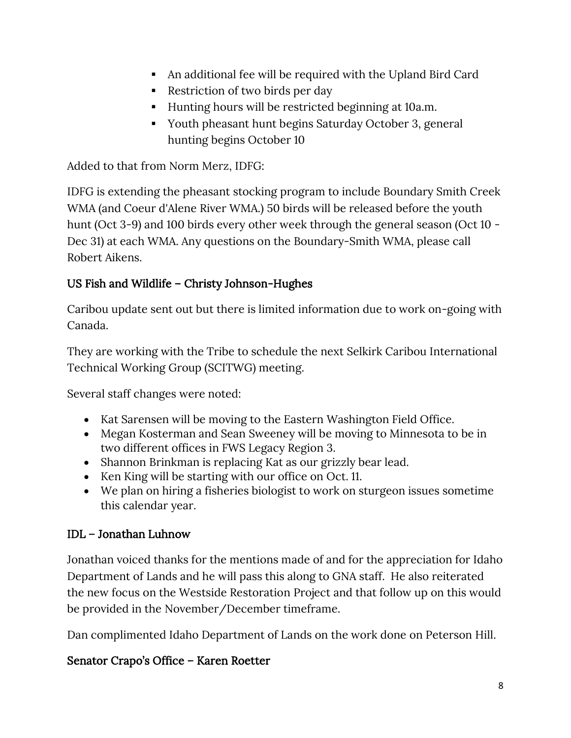- An additional fee will be required with the Upland Bird Card
- Restriction of two birds per day
- Hunting hours will be restricted beginning at 10a.m.
- Youth pheasant hunt begins Saturday October 3, general hunting begins October 10

Added to that from Norm Merz, IDFG:

IDFG is extending the pheasant stocking program to include Boundary Smith Creek WMA (and Coeur d'Alene River WMA.) 50 birds will be released before the youth hunt (Oct 3-9) and 100 birds every other week through the general season (Oct 10 - Dec 31) at each WMA. Any questions on the Boundary-Smith WMA, please call Robert Aikens.

### US Fish and Wildlife – Christy Johnson-Hughes

Caribou update sent out but there is limited information due to work on-going with Canada.

They are working with the Tribe to schedule the next Selkirk Caribou International Technical Working Group (SCITWG) meeting.

Several staff changes were noted:

- Kat Sarensen will be moving to the Eastern Washington Field Office.
- Megan Kosterman and Sean Sweeney will be moving to Minnesota to be in two different offices in FWS Legacy Region 3.
- Shannon Brinkman is replacing Kat as our grizzly bear lead.
- Ken King will be starting with our office on Oct. 11.
- We plan on hiring a fisheries biologist to work on sturgeon issues sometime this calendar year.

### IDL – Jonathan Luhnow

Jonathan voiced thanks for the mentions made of and for the appreciation for Idaho Department of Lands and he will pass this along to GNA staff. He also reiterated the new focus on the Westside Restoration Project and that follow up on this would be provided in the November/December timeframe.

Dan complimented Idaho Department of Lands on the work done on Peterson Hill.

### Senator Crapo's Office – Karen Roetter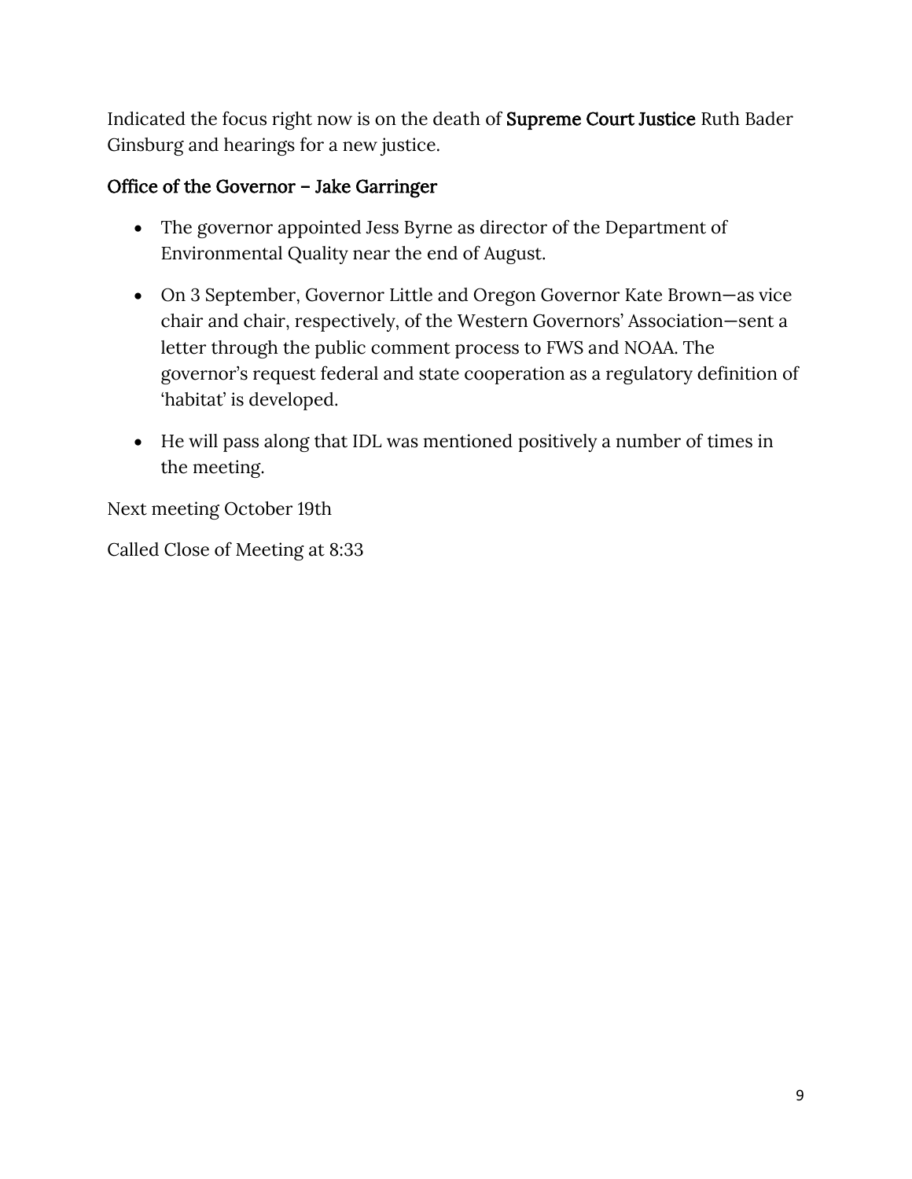Indicated the focus right now is on the death of Supreme Court Justice Ruth Bader Ginsburg and hearings for a new justice.

### Office of the Governor – Jake Garringer

- The governor appointed Jess Byrne as director of the Department of Environmental Quality near the end of August.
- On 3 September, Governor Little and Oregon Governor Kate Brown—as vice chair and chair, respectively, of the Western Governors' Association—sent a letter through the public comment process to FWS and NOAA. The governor's request federal and state cooperation as a regulatory definition of 'habitat' is developed.
- He will pass along that IDL was mentioned positively a number of times in the meeting.

Next meeting October 19th

Called Close of Meeting at 8:33